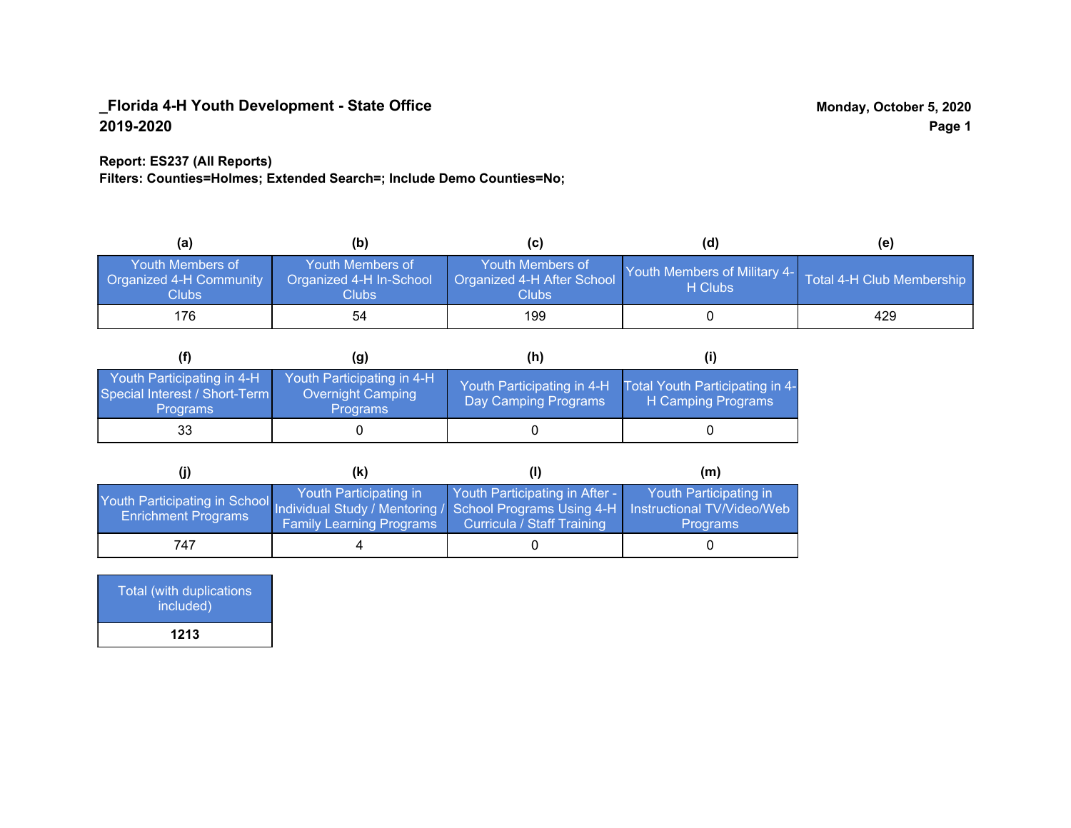# _Florida 4-H Youth Development - State Office

**2019-2020**

**Monday, October 5, 2020**

**Report: ES237 (All Reports)**

**Filters: Counties=Holmes; Extended Search=; Include Demo Counties=No;**

| (a) | (b) | (c) | (d) | (e) |
|---|---|---|---|---|
| Youth Members of Organized 4-H Community Clubs | Youth Members of Organized 4-H In-School Clubs | Youth Members of Organized 4-H After School Clubs | Youth Members of Military 4-H Clubs | Total 4-H Club Membership |
| 176 | 54 | 199 | 0 | 429 |

| (f) | (g) | (h) | (i) |
|---|---|---|---|
| Youth Participating in 4-H Special Interest / Short-Term Programs | Youth Participating in 4-H Overnight Camping Programs | Youth Participating in 4-H Day Camping Programs | Total Youth Participating in 4-H Camping Programs |
| 33 | 0 | 0 | 0 |

| (j) | (k) | (l) | (m) |
|---|---|---|---|
| Youth Participating in School Enrichment Programs | Youth Participating in Individual Study / Mentoring / Family Learning Programs | Youth Participating in After - School Programs Using 4-H Curricula / Staff Training | Youth Participating in Instructional TV/Video/Web Programs |
| 747 | 4 | 0 | 0 |

| Total (with duplications included) |
|---|
| **1213** |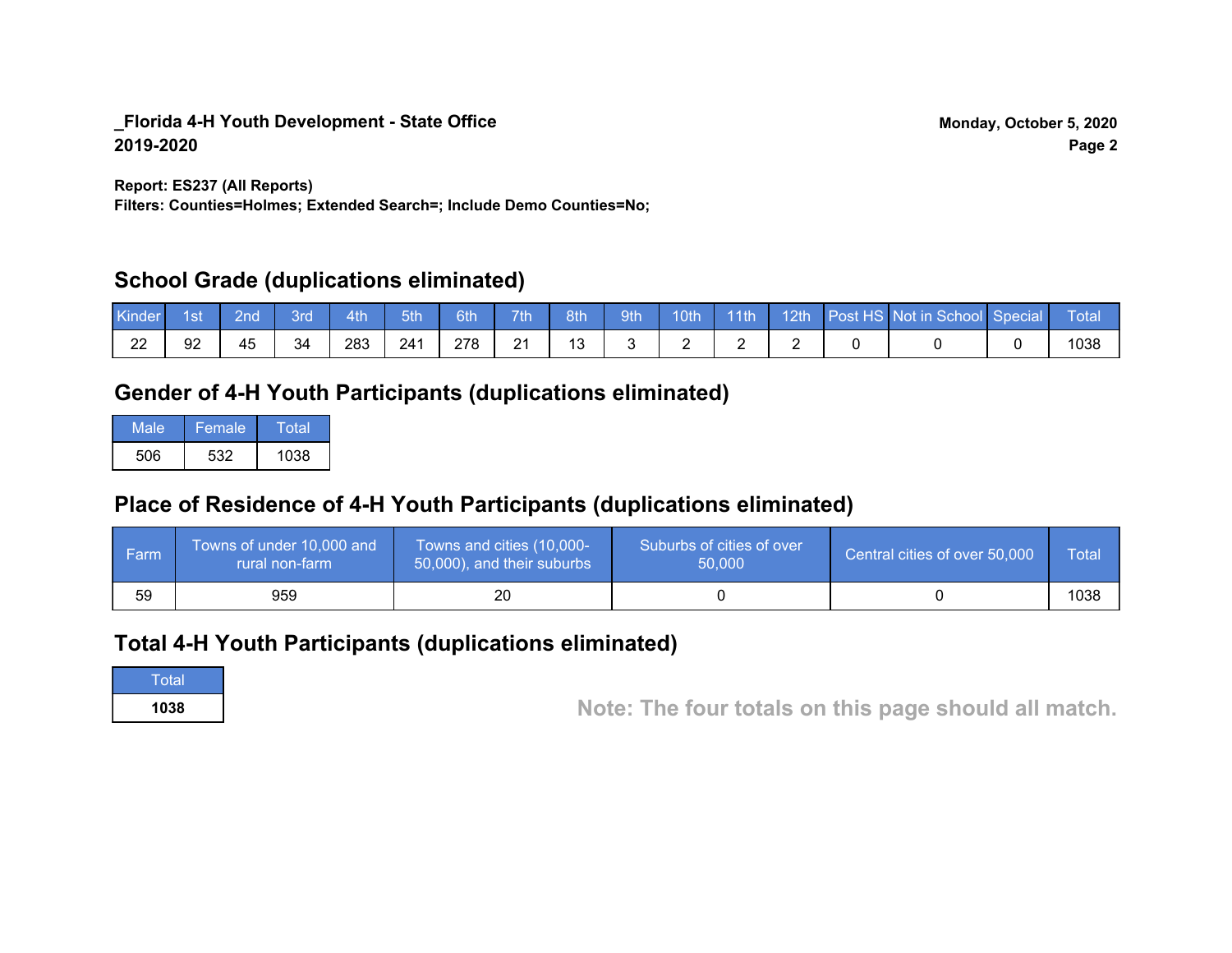**_Florida 4-H Youth Development - State Office**
**2019-2020**

**Monday, October 5, 2020**

**Report: ES237 (All Reports)**
**Filters: Counties=Holmes; Extended Search=; Include Demo Counties=No;**

## School Grade (duplications eliminated)

| Kinder | 1st | 2nd | 3rd | 4th | 5th | 6th | 7th | 8th | 9th | 10th | 11th | 12th | Post HS | Not in School | Special | Total |
|---|---|---|---|---|---|---|---|---|---|---|---|---|---|---|---|---|
| 22 | 92 | 45 | 34 | 283 | 241 | 278 | 21 | 13 | 3 | 2 | 2 | 2 | 0 | 0 | 0 | 1038 |

## Gender of 4-H Youth Participants (duplications eliminated)

| Male | Female | Total |
|---|---|---|
| 506 | 532 | 1038 |

## Place of Residence of 4-H Youth Participants (duplications eliminated)

| Farm | Towns of under 10,000 and rural non-farm | Towns and cities (10,000-50,000), and their suburbs | Suburbs of cities of over 50,000 | Central cities of over 50,000 | Total |
|---|---|---|---|---|---|
| 59 | 959 | 20 | 0 | 0 | 1038 |

## Total 4-H Youth Participants (duplications eliminated)

| Total |
|---|
| **1038** |

**Note: The four totals on this page should all match.**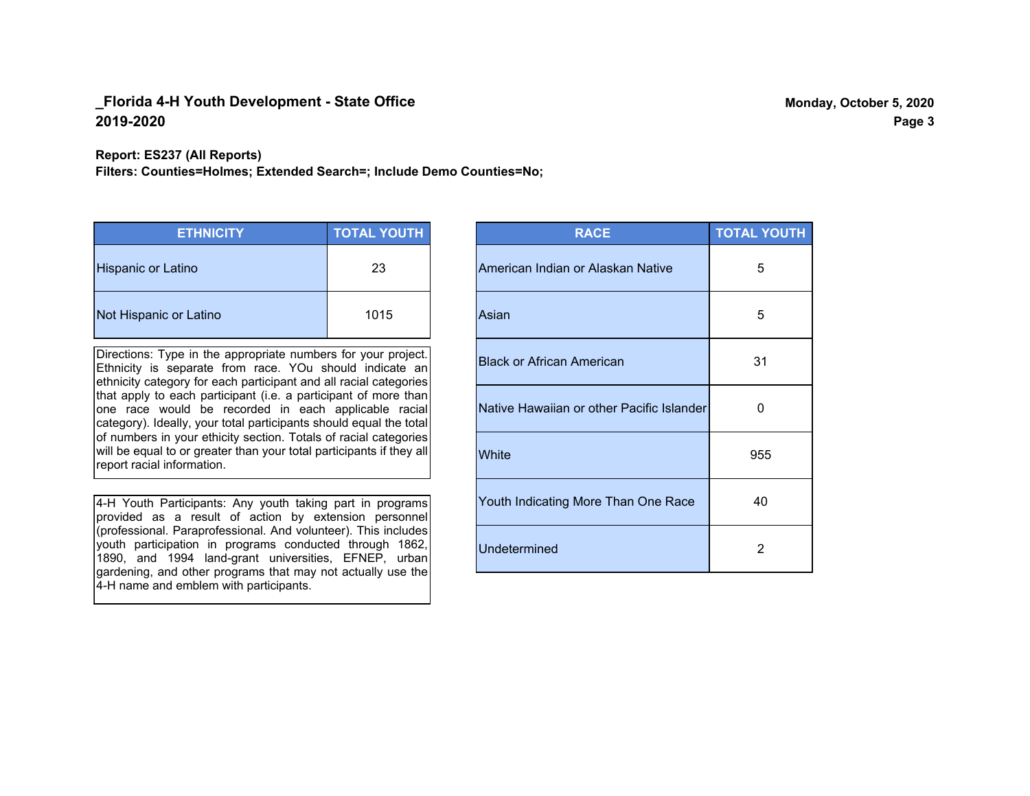**_Florida 4-H Youth Development - State Office**
**2019-2020**

**Monday, October 5, 2020**

**Report: ES237 (All Reports)**
**Filters: Counties=Holmes; Extended Search=; Include Demo Counties=No;**

| ETHNICITY | TOTAL YOUTH |
|---|---|
| Hispanic or Latino | 23 |
| Not Hispanic or Latino | 1015 |

Directions: Type in the appropriate numbers for your project. Ethnicity is separate from race. YOu should indicate an ethnicity category for each participant and all racial categories that apply to each participant (i.e. a participant of more than one race would be recorded in each applicable racial category). Ideally, your total participants should equal the total of numbers in your ethicity section. Totals of racial categories will be equal to or greater than your total participants if they all report racial information.

4-H Youth Participants: Any youth taking part in programs provided as a result of action by extension personnel (professional. Paraprofessional. And volunteer). This includes youth participation in programs conducted through 1862, 1890, and 1994 land-grant universities, EFNEP, urban gardening, and other programs that may not actually use the 4-H name and emblem with participants.

| RACE | TOTAL YOUTH |
|---|---|
| American Indian or Alaskan Native | 5 |
| Asian | 5 |
| Black or African American | 31 |
| Native Hawaiian or other Pacific Islander | 0 |
| White | 955 |
| Youth Indicating More Than One Race | 40 |
| Undetermined | 2 |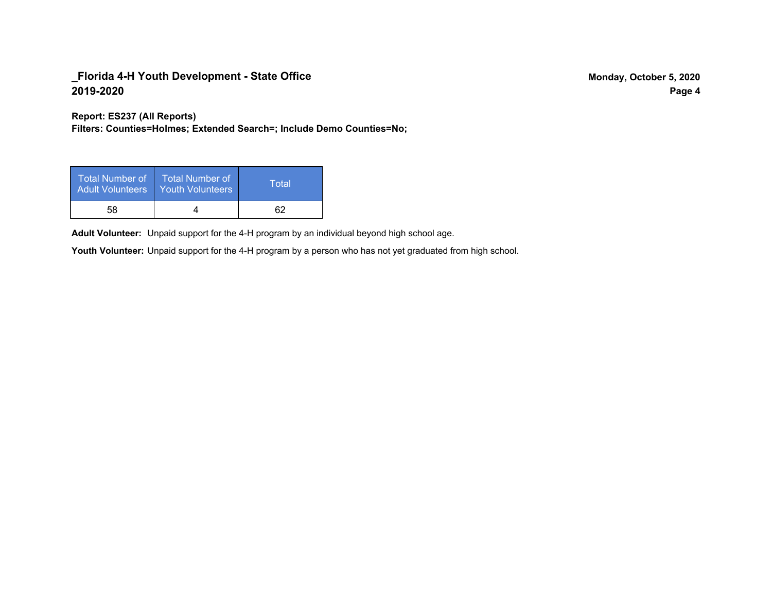**Report: ES237 (All Reports)**
**Filters: Counties=Holmes; Extended Search=; Include Demo Counties=No;**

| Total Number of Adult Volunteers | Total Number of Youth Volunteers | Total |
|---|---|---|
| 58 | 4 | 62 |

**Adult Volunteer:** Unpaid support for the 4-H program by an individual beyond high school age.

**Youth Volunteer:** Unpaid support for the 4-H program by a person who has not yet graduated from high school.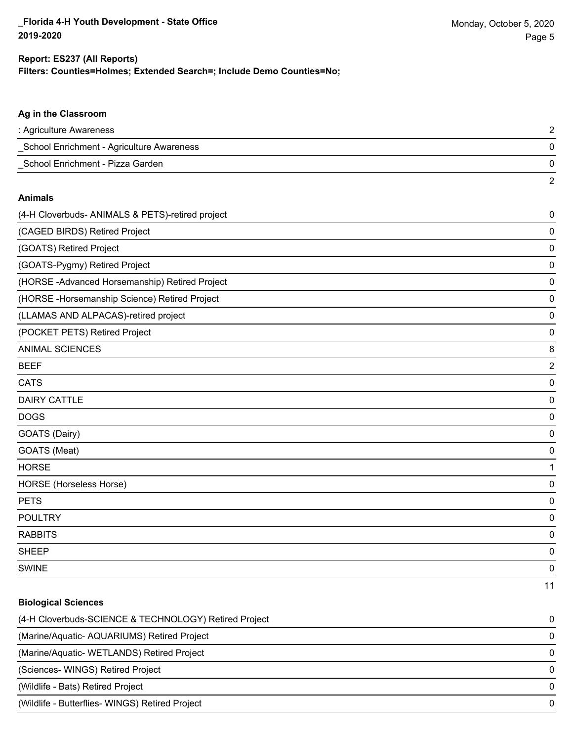**Report: ES237 (All Reports)**
**Filters: Counties=Holmes; Extended Search=; Include Demo Counties=No;**

### Ag in the Classroom

| | |
|---|---|
| : Agriculture Awareness | 2 |
| _School Enrichment - Agriculture Awareness | 0 |
| _School Enrichment - Pizza Garden | 0 |
| | 2 |

### Animals

| | |
|---|---|
| (4-H Cloverbuds- ANIMALS & PETS)-retired project | 0 |
| (CAGED BIRDS) Retired Project | 0 |
| (GOATS) Retired Project | 0 |
| (GOATS-Pygmy) Retired Project | 0 |
| (HORSE -Advanced Horsemanship) Retired Project | 0 |
| (HORSE -Horsemanship Science) Retired Project | 0 |
| (LLAMAS AND ALPACAS)-retired project | 0 |
| (POCKET PETS) Retired Project | 0 |
| ANIMAL SCIENCES | 8 |
| BEEF | 2 |
| CATS | 0 |
| DAIRY CATTLE | 0 |
| DOGS | 0 |
| GOATS (Dairy) | 0 |
| GOATS (Meat) | 0 |
| HORSE | 1 |
| HORSE (Horseless Horse) | 0 |
| PETS | 0 |
| POULTRY | 0 |
| RABBITS | 0 |
| SHEEP | 0 |
| SWINE | 0 |
| | 11 |

### Biological Sciences

| | |
|---|---|
| (4-H Cloverbuds-SCIENCE & TECHNOLOGY) Retired Project | 0 |
| (Marine/Aquatic- AQUARIUMS) Retired Project | 0 |
| (Marine/Aquatic- WETLANDS) Retired Project | 0 |
| (Sciences- WINGS) Retired Project | 0 |
| (Wildlife - Bats) Retired Project | 0 |
| (Wildlife - Butterflies- WINGS) Retired Project | 0 |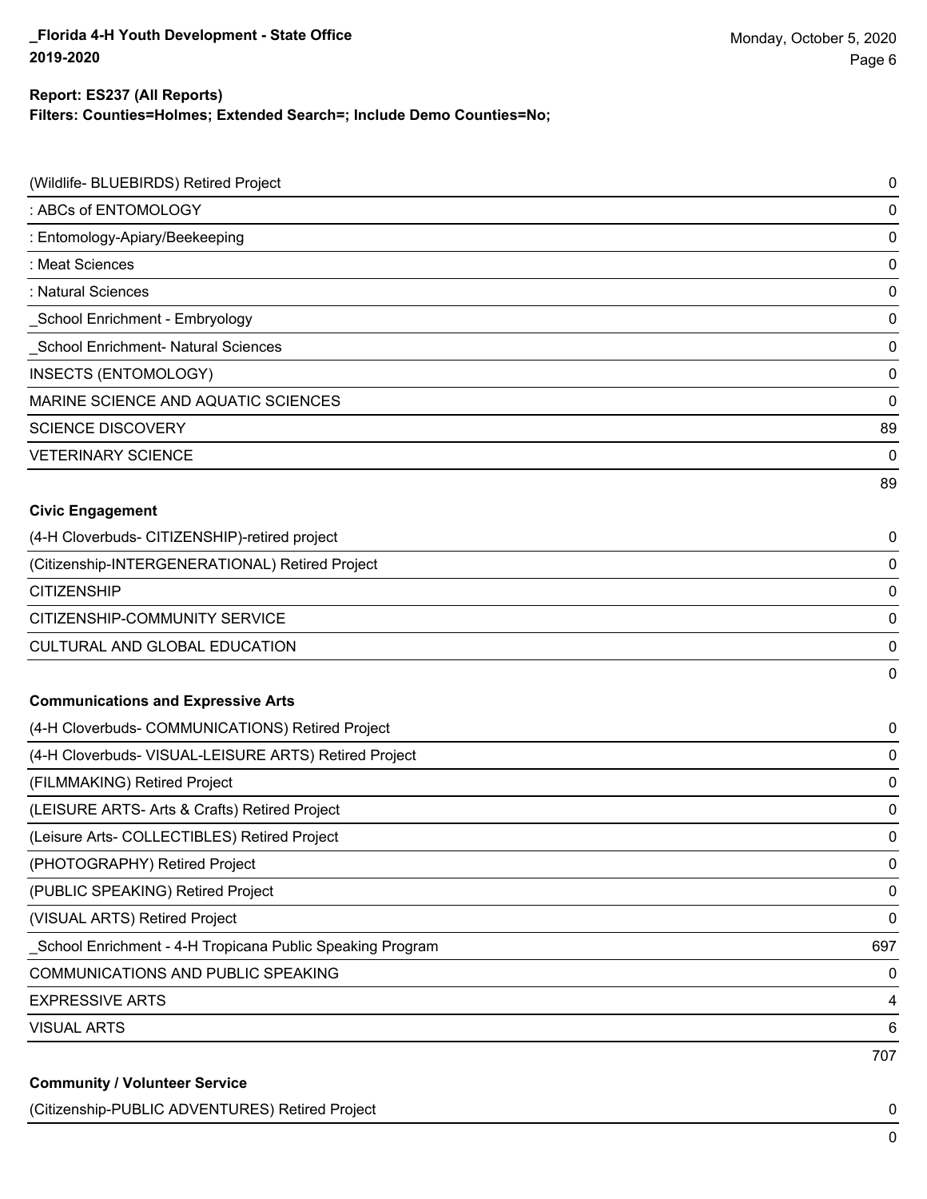**Report: ES237 (All Reports)**
**Filters: Counties=Holmes; Extended Search=; Include Demo Counties=No;**

| | |
|---|---|
| (Wildlife- BLUEBIRDS) Retired Project | 0 |
| : ABCs of ENTOMOLOGY | 0 |
| : Entomology-Apiary/Beekeeping | 0 |
| : Meat Sciences | 0 |
| : Natural Sciences | 0 |
| _School Enrichment - Embryology | 0 |
| _School Enrichment- Natural Sciences | 0 |
| INSECTS (ENTOMOLOGY) | 0 |
| MARINE SCIENCE AND AQUATIC SCIENCES | 0 |
| SCIENCE DISCOVERY | 89 |
| VETERINARY SCIENCE | 0 |
| | 89 |

**Civic Engagement**

| | |
|---|---|
| (4-H Cloverbuds- CITIZENSHIP)-retired project | 0 |
| (Citizenship-INTERGENERATIONAL) Retired Project | 0 |
| CITIZENSHIP | 0 |
| CITIZENSHIP-COMMUNITY SERVICE | 0 |
| CULTURAL AND GLOBAL EDUCATION | 0 |
| | 0 |

**Communications and Expressive Arts**

| | |
|---|---|
| (4-H Cloverbuds- COMMUNICATIONS) Retired Project | 0 |
| (4-H Cloverbuds- VISUAL-LEISURE ARTS) Retired Project | 0 |
| (FILMMAKING) Retired Project | 0 |
| (LEISURE ARTS- Arts & Crafts) Retired Project | 0 |
| (Leisure Arts- COLLECTIBLES) Retired Project | 0 |
| (PHOTOGRAPHY) Retired Project | 0 |
| (PUBLIC SPEAKING) Retired Project | 0 |
| (VISUAL ARTS) Retired Project | 0 |
| _School Enrichment - 4-H Tropicana Public Speaking Program | 697 |
| COMMUNICATIONS AND PUBLIC SPEAKING | 0 |
| EXPRESSIVE ARTS | 4 |
| VISUAL ARTS | 6 |
| | 707 |

**Community / Volunteer Service**

| | |
|---|---|
| (Citizenship-PUBLIC ADVENTURES) Retired Project | 0 |
| | 0 |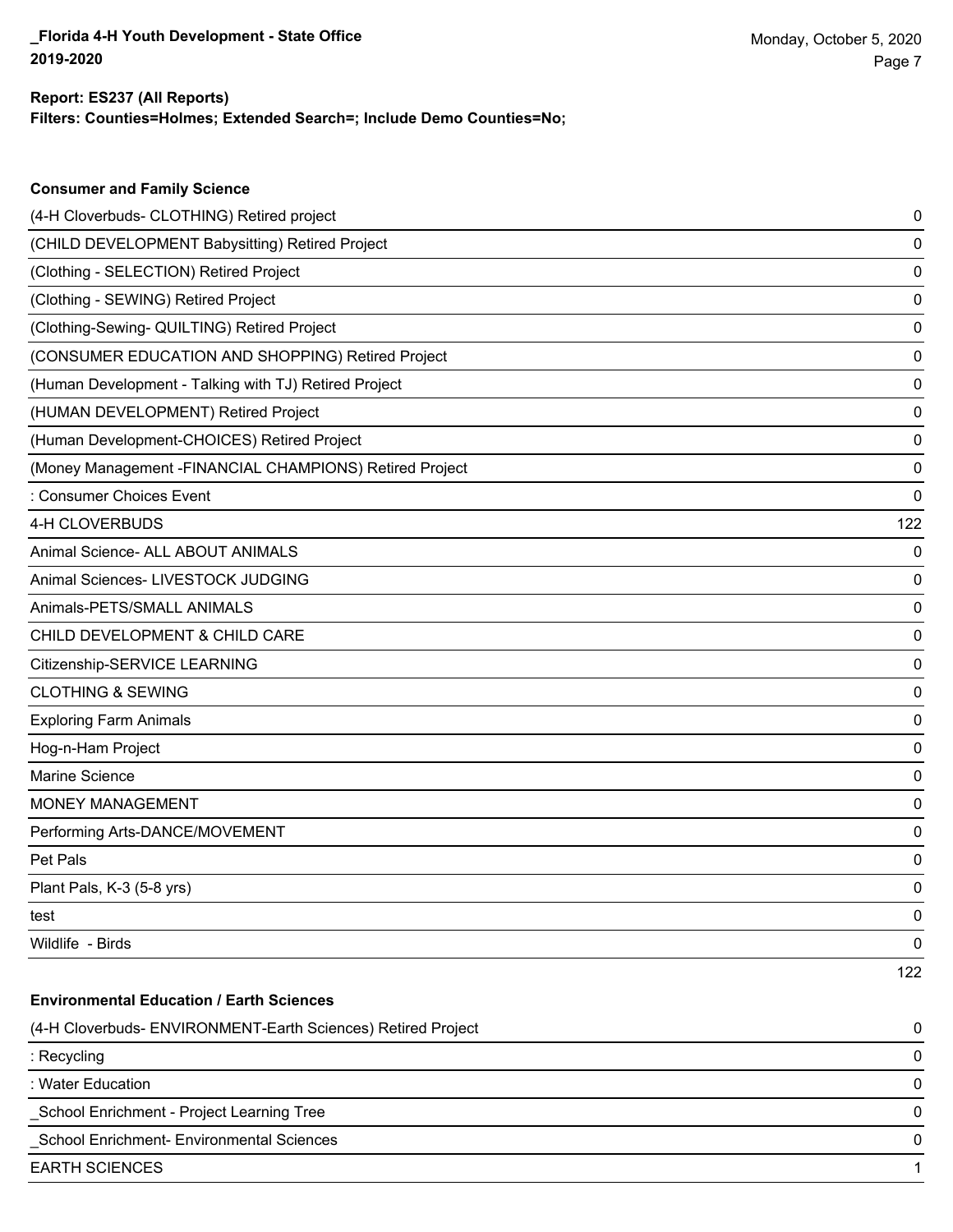**Report: ES237 (All Reports)**
**Filters: Counties=Holmes; Extended Search=; Include Demo Counties=No;**

### Consumer and Family Science

| Project | Count |
|---|---|
| (4-H Cloverbuds- CLOTHING) Retired project | 0 |
| (CHILD DEVELOPMENT Babysitting) Retired Project | 0 |
| (Clothing - SELECTION) Retired Project | 0 |
| (Clothing - SEWING) Retired Project | 0 |
| (Clothing-Sewing- QUILTING) Retired Project | 0 |
| (CONSUMER EDUCATION AND SHOPPING) Retired Project | 0 |
| (Human Development - Talking with TJ) Retired Project | 0 |
| (HUMAN DEVELOPMENT) Retired Project | 0 |
| (Human Development-CHOICES) Retired Project | 0 |
| (Money Management -FINANCIAL CHAMPIONS) Retired Project | 0 |
| : Consumer Choices Event | 0 |
| 4-H CLOVERBUDS | 122 |
| Animal Science- ALL ABOUT ANIMALS | 0 |
| Animal Sciences- LIVESTOCK JUDGING | 0 |
| Animals-PETS/SMALL ANIMALS | 0 |
| CHILD DEVELOPMENT & CHILD CARE | 0 |
| Citizenship-SERVICE LEARNING | 0 |
| CLOTHING & SEWING | 0 |
| Exploring Farm Animals | 0 |
| Hog-n-Ham Project | 0 |
| Marine Science | 0 |
| MONEY MANAGEMENT | 0 |
| Performing Arts-DANCE/MOVEMENT | 0 |
| Pet Pals | 0 |
| Plant Pals, K-3 (5-8 yrs) | 0 |
| test | 0 |
| Wildlife - Birds | 0 |
| | 122 |

### Environmental Education / Earth Sciences

| Project | Count |
|---|---|
| (4-H Cloverbuds- ENVIRONMENT-Earth Sciences) Retired Project | 0 |
| : Recycling | 0 |
| : Water Education | 0 |
| _School Enrichment - Project Learning Tree | 0 |
| _School Enrichment- Environmental Sciences | 0 |
| EARTH SCIENCES | 1 |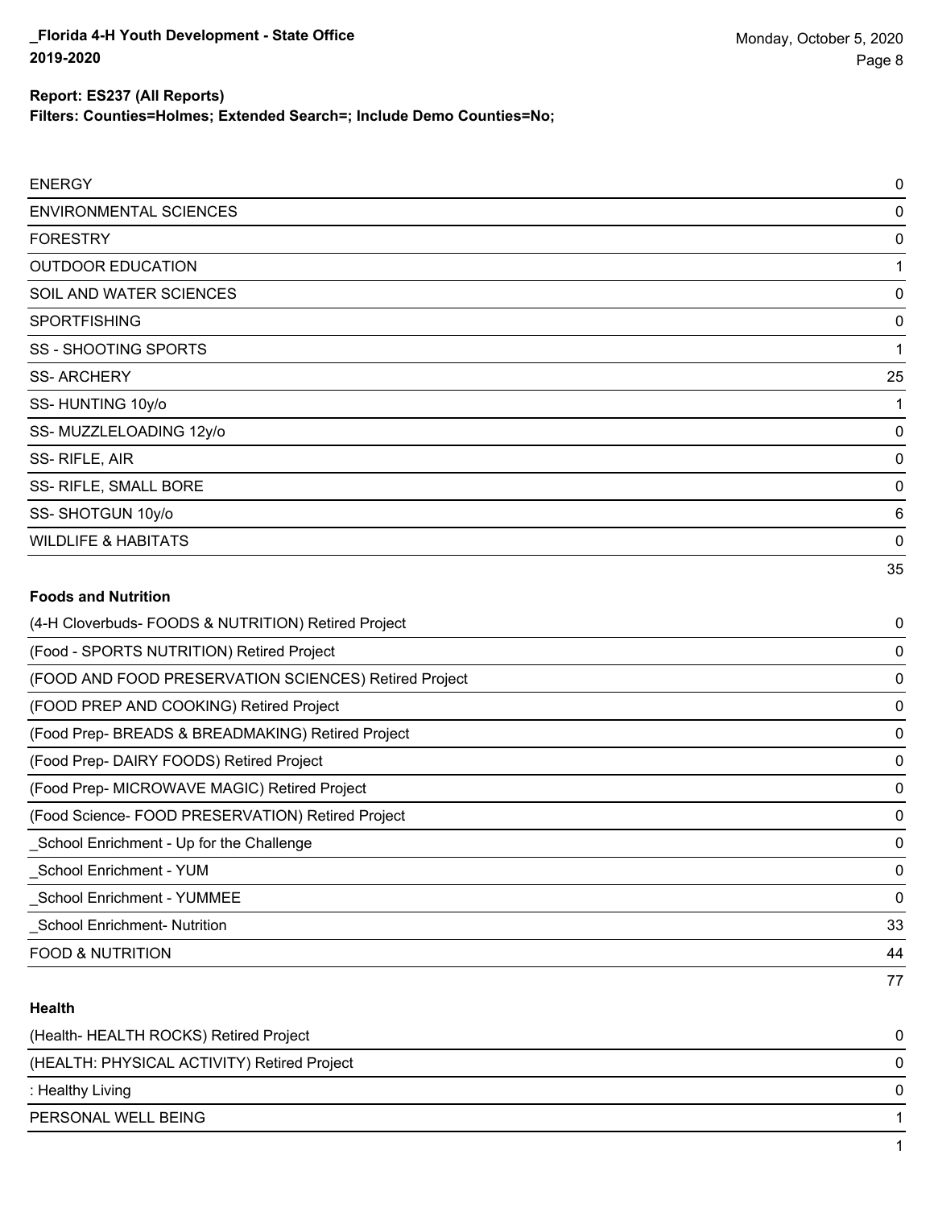| | |
|---|---|
| ENERGY | 0 |
| ENVIRONMENTAL SCIENCES | 0 |
| FORESTRY | 0 |
| OUTDOOR EDUCATION | 1 |
| SOIL AND WATER SCIENCES | 0 |
| SPORTFISHING | 0 |
| SS - SHOOTING SPORTS | 1 |
| SS- ARCHERY | 25 |
| SS- HUNTING 10y/o | 1 |
| SS- MUZZLELOADING 12y/o | 0 |
| SS- RIFLE, AIR | 0 |
| SS- RIFLE, SMALL BORE | 0 |
| SS- SHOTGUN 10y/o | 6 |
| WILDLIFE & HABITATS | 0 |
| | 35 |

**Foods and Nutrition**

| | |
|---|---|
| (4-H Cloverbuds- FOODS & NUTRITION) Retired Project | 0 |
| (Food - SPORTS NUTRITION) Retired Project | 0 |
| (FOOD AND FOOD PRESERVATION SCIENCES) Retired Project | 0 |
| (FOOD PREP AND COOKING) Retired Project | 0 |
| (Food Prep- BREADS & BREADMAKING) Retired Project | 0 |
| (Food Prep- DAIRY FOODS) Retired Project | 0 |
| (Food Prep- MICROWAVE MAGIC) Retired Project | 0 |
| (Food Science- FOOD PRESERVATION) Retired Project | 0 |
| _School Enrichment - Up for the Challenge | 0 |
| _School Enrichment - YUM | 0 |
| _School Enrichment - YUMMEE | 0 |
| _School Enrichment- Nutrition | 33 |
| FOOD & NUTRITION | 44 |
| | 77 |

**Health**

| | |
|---|---|
| (Health- HEALTH ROCKS) Retired Project | 0 |
| (HEALTH: PHYSICAL ACTIVITY) Retired Project | 0 |
| : Healthy Living | 0 |
| PERSONAL WELL BEING | 1 |
| | 1 |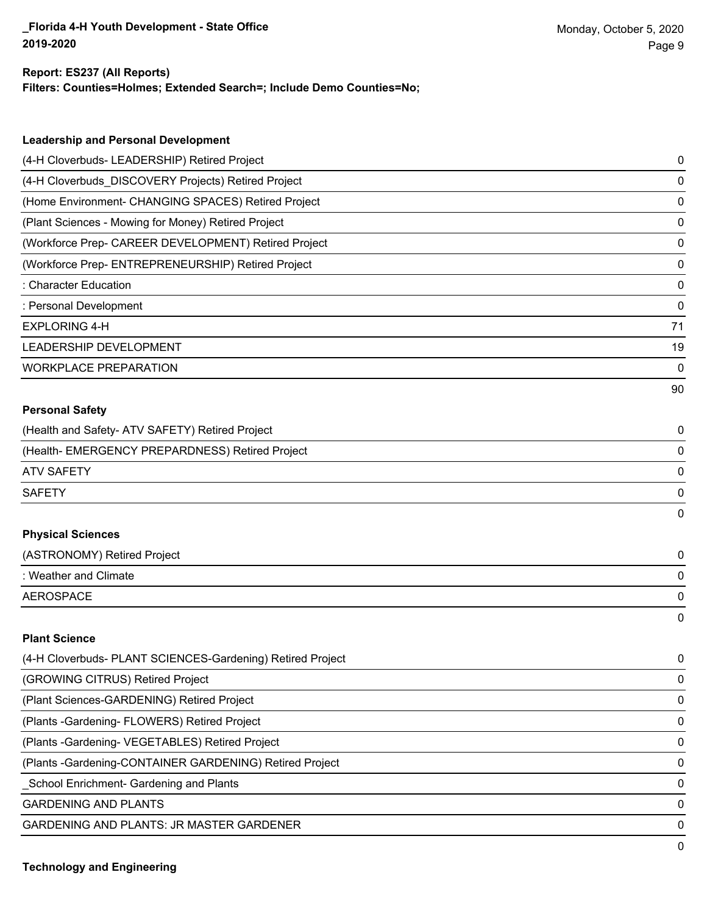**Report: ES237 (All Reports)**
**Filters: Counties=Holmes; Extended Search=; Include Demo Counties=No;**

### Leadership and Personal Development

| | |
|---|---|
| (4-H Cloverbuds- LEADERSHIP) Retired Project | 0 |
| (4-H Cloverbuds_DISCOVERY Projects) Retired Project | 0 |
| (Home Environment- CHANGING SPACES) Retired Project | 0 |
| (Plant Sciences - Mowing for Money) Retired Project | 0 |
| (Workforce Prep- CAREER DEVELOPMENT) Retired Project | 0 |
| (Workforce Prep- ENTREPRENEURSHIP) Retired Project | 0 |
| : Character Education | 0 |
| : Personal Development | 0 |
| EXPLORING 4-H | 71 |
| LEADERSHIP DEVELOPMENT | 19 |
| WORKPLACE PREPARATION | 0 |
| | 90 |

### Personal Safety

| | |
|---|---|
| (Health and Safety- ATV SAFETY) Retired Project | 0 |
| (Health- EMERGENCY PREPARDNESS) Retired Project | 0 |
| ATV SAFETY | 0 |
| SAFETY | 0 |
| | 0 |

### Physical Sciences

| | |
|---|---|
| (ASTRONOMY) Retired Project | 0 |
| : Weather and Climate | 0 |
| AEROSPACE | 0 |
| | 0 |

### Plant Science

| | |
|---|---|
| (4-H Cloverbuds- PLANT SCIENCES-Gardening) Retired Project | 0 |
| (GROWING CITRUS) Retired Project | 0 |
| (Plant Sciences-GARDENING) Retired Project | 0 |
| (Plants -Gardening- FLOWERS) Retired Project | 0 |
| (Plants -Gardening- VEGETABLES) Retired Project | 0 |
| (Plants -Gardening-CONTAINER GARDENING) Retired Project | 0 |
| _School Enrichment- Gardening and Plants | 0 |
| GARDENING AND PLANTS | 0 |
| GARDENING AND PLANTS: JR MASTER GARDENER | 0 |
| | 0 |

### Technology and Engineering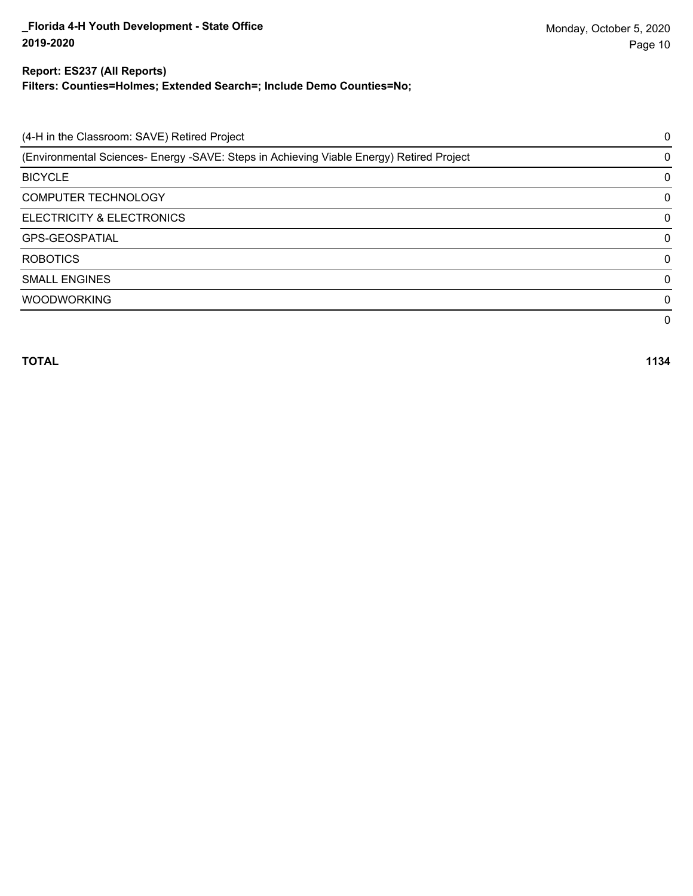**_Florida 4-H Youth Development - State Office**
**2019-2020**

Monday, October 5, 2020

**Report: ES237 (All Reports)**
**Filters: Counties=Holmes; Extended Search=; Include Demo Counties=No;**

| | |
|---|---|
| (4-H in the Classroom: SAVE) Retired Project | 0 |
| (Environmental Sciences- Energy -SAVE: Steps in Achieving Viable Energy) Retired Project | 0 |
| BICYCLE | 0 |
| COMPUTER TECHNOLOGY | 0 |
| ELECTRICITY & ELECTRONICS | 0 |
| GPS-GEOSPATIAL | 0 |
| ROBOTICS | 0 |
| SMALL ENGINES | 0 |
| WOODWORKING | 0 |
| | 0 |

**TOTAL** **1134**